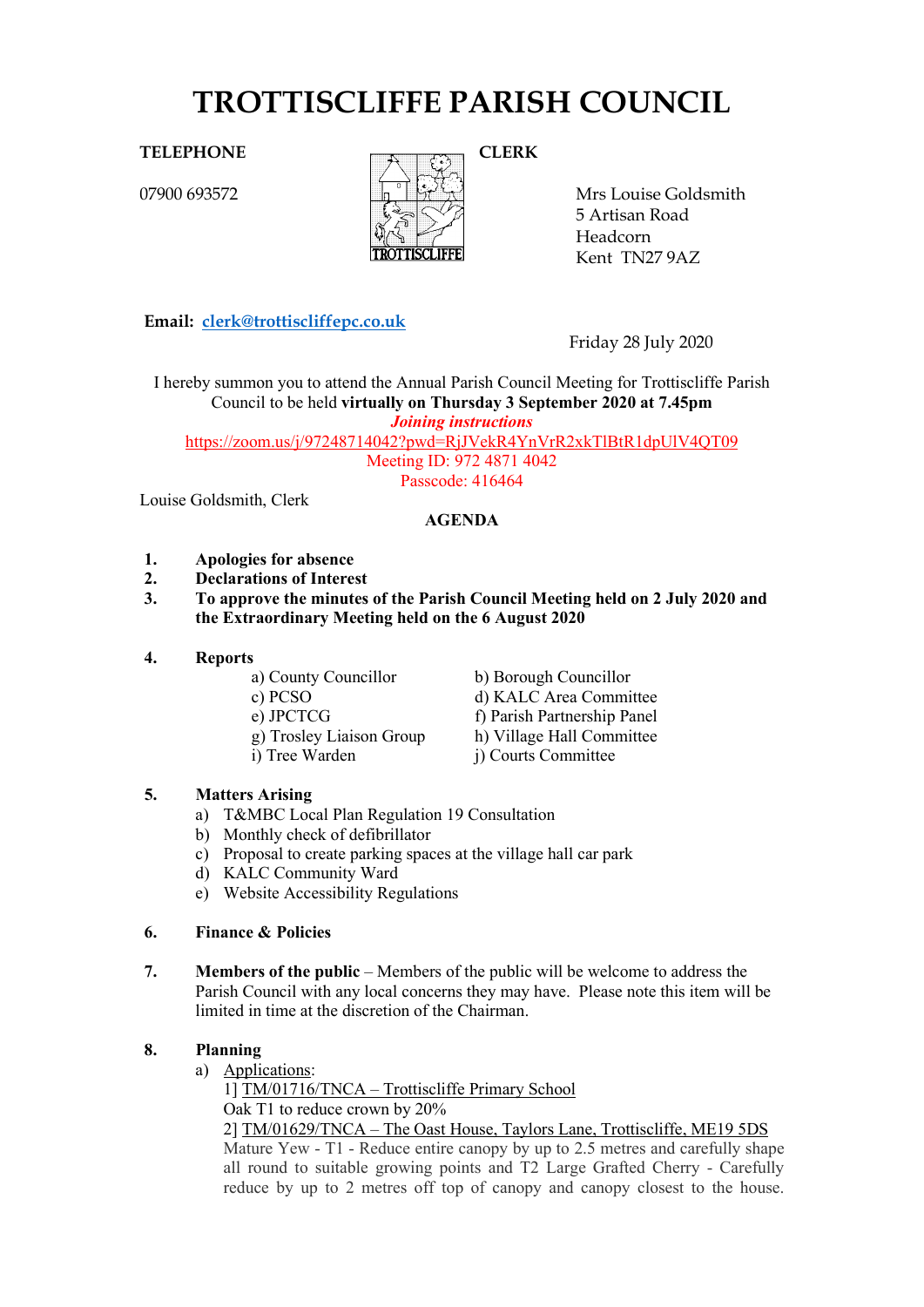# TROTTISCLIFFE PARISH COUNCIL

**TELEPHONE**

07900 693572

**CLERK**

Mrs Louise Goldsmith
5 Artisan Road
Headcorn
Kent TN27 9AZ

**Email:** clerk@trottiscliffepc.co.uk

Friday 28 July 2020

I hereby summon you to attend the Annual Parish Council Meeting for Trottiscliffe Parish Council to be held **virtually on Thursday 3 September 2020 at 7.45pm**

***Joining instructions***

https://zoom.us/j/97248714042?pwd=RjJVekR4YnVrR2xkTlBtR1dpUlV4QT09

Meeting ID: 972 4871 4042

Passcode: 416464

Louise Goldsmith, Clerk

## AGENDA

1. **Apologies for absence**
2. **Declarations of Interest**
3. **To approve the minutes of the Parish Council Meeting held on 2 July 2020 and the Extraordinary Meeting held on the 6 August 2020**

4. **Reports**
   - a) County Councillor
   - b) Borough Councillor
   - c) PCSO
   - d) KALC Area Committee
   - e) JPCTCG
   - f) Parish Partnership Panel
   - g) Trosley Liaison Group
   - h) Village Hall Committee
   - i) Tree Warden
   - j) Courts Committee

5. **Matters Arising**
   - a) T&MBC Local Plan Regulation 19 Consultation
   - b) Monthly check of defibrillator
   - c) Proposal to create parking spaces at the village hall car park
   - d) KALC Community Ward
   - e) Website Accessibility Regulations

6. **Finance & Policies**

7. **Members of the public** – Members of the public will be welcome to address the Parish Council with any local concerns they may have. Please note this item will be limited in time at the discretion of the Chairman.

8. **Planning**
   - a) Applications:

     1] TM/01716/TNCA – Trottiscliffe Primary School
     Oak T1 to reduce crown by 20%

     2] TM/01629/TNCA – The Oast House, Taylors Lane, Trottiscliffe, ME19 5DS
     Mature Yew - T1 - Reduce entire canopy by up to 2.5 metres and carefully shape all round to suitable growing points and T2 Large Grafted Cherry - Carefully reduce by up to 2 metres off top of canopy and canopy closest to the house.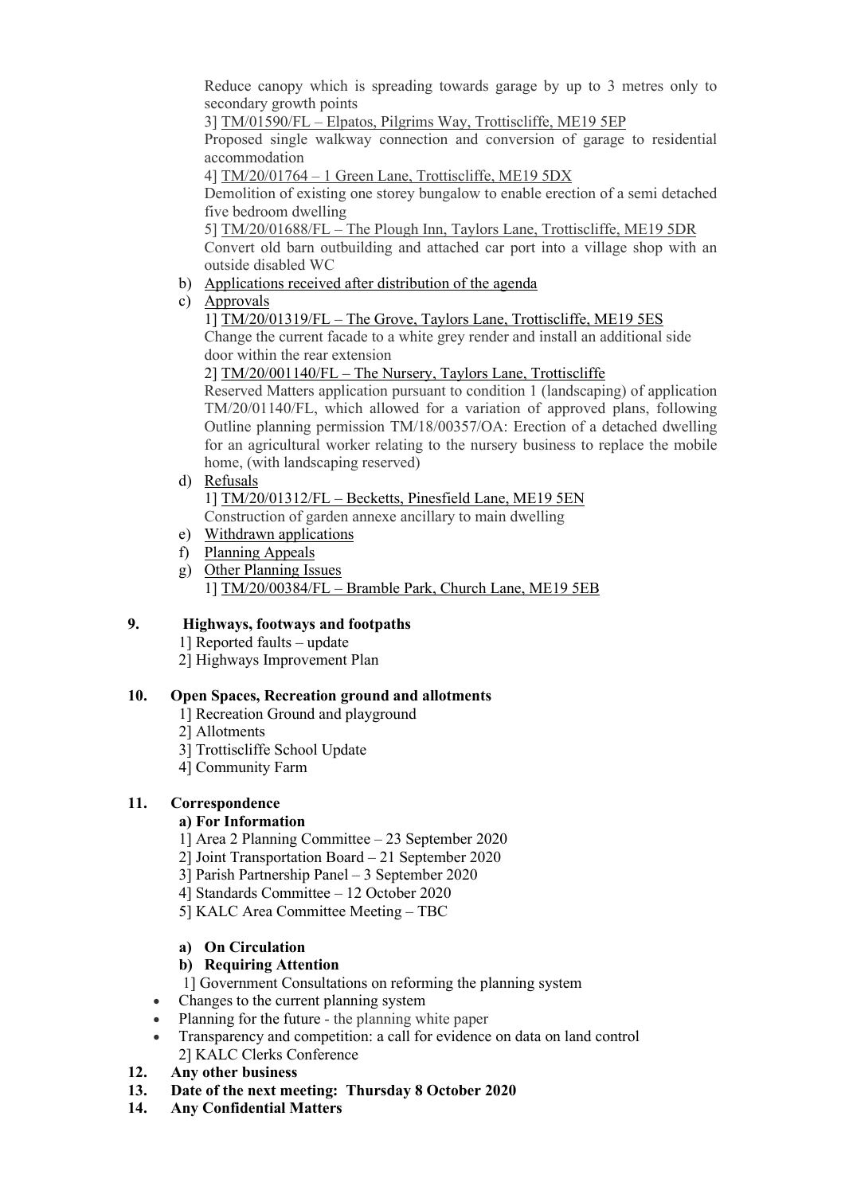Reduce canopy which is spreading towards garage by up to 3 metres only to secondary growth points

3] TM/01590/FL – Elpatos, Pilgrims Way, Trottiscliffe, ME19 5EP

Proposed single walkway connection and conversion of garage to residential accommodation

4] TM/20/01764 – 1 Green Lane, Trottiscliffe, ME19 5DX

Demolition of existing one storey bungalow to enable erection of a semi detached five bedroom dwelling

5] TM/20/01688/FL – The Plough Inn, Taylors Lane, Trottiscliffe, ME19 5DR

Convert old barn outbuilding and attached car port into a village shop with an outside disabled WC

b) Applications received after distribution of the agenda

c) Approvals

1] TM/20/01319/FL – The Grove, Taylors Lane, Trottiscliffe, ME19 5ES

Change the current facade to a white grey render and install an additional side door within the rear extension

2] TM/20/001140/FL – The Nursery, Taylors Lane, Trottiscliffe

Reserved Matters application pursuant to condition 1 (landscaping) of application TM/20/01140/FL, which allowed for a variation of approved plans, following Outline planning permission TM/18/00357/OA: Erection of a detached dwelling for an agricultural worker relating to the nursery business to replace the mobile home, (with landscaping reserved)

d) Refusals

1] TM/20/01312/FL – Becketts, Pinesfield Lane, ME19 5EN

Construction of garden annexe ancillary to main dwelling

e) Withdrawn applications

f) Planning Appeals

g) Other Planning Issues

1] TM/20/00384/FL – Bramble Park, Church Lane, ME19 5EB

**9. Highways, footways and footpaths**

1] Reported faults – update

2] Highways Improvement Plan

**10. Open Spaces, Recreation ground and allotments**

1] Recreation Ground and playground

2] Allotments

3] Trottiscliffe School Update

4] Community Farm

**11. Correspondence**

**a) For Information**

1] Area 2 Planning Committee – 23 September 2020

2] Joint Transportation Board – 21 September 2020

3] Parish Partnership Panel – 3 September 2020

4] Standards Committee – 12 October 2020

5] KALC Area Committee Meeting – TBC

**a) On Circulation**

**b) Requiring Attention**

1] Government Consultations on reforming the planning system

- Changes to the current planning system
- Planning for the future - the planning white paper
- Transparency and competition: a call for evidence on data on land control

2] KALC Clerks Conference

**12. Any other business**

**13. Date of the next meeting: Thursday 8 October 2020**

**14. Any Confidential Matters**